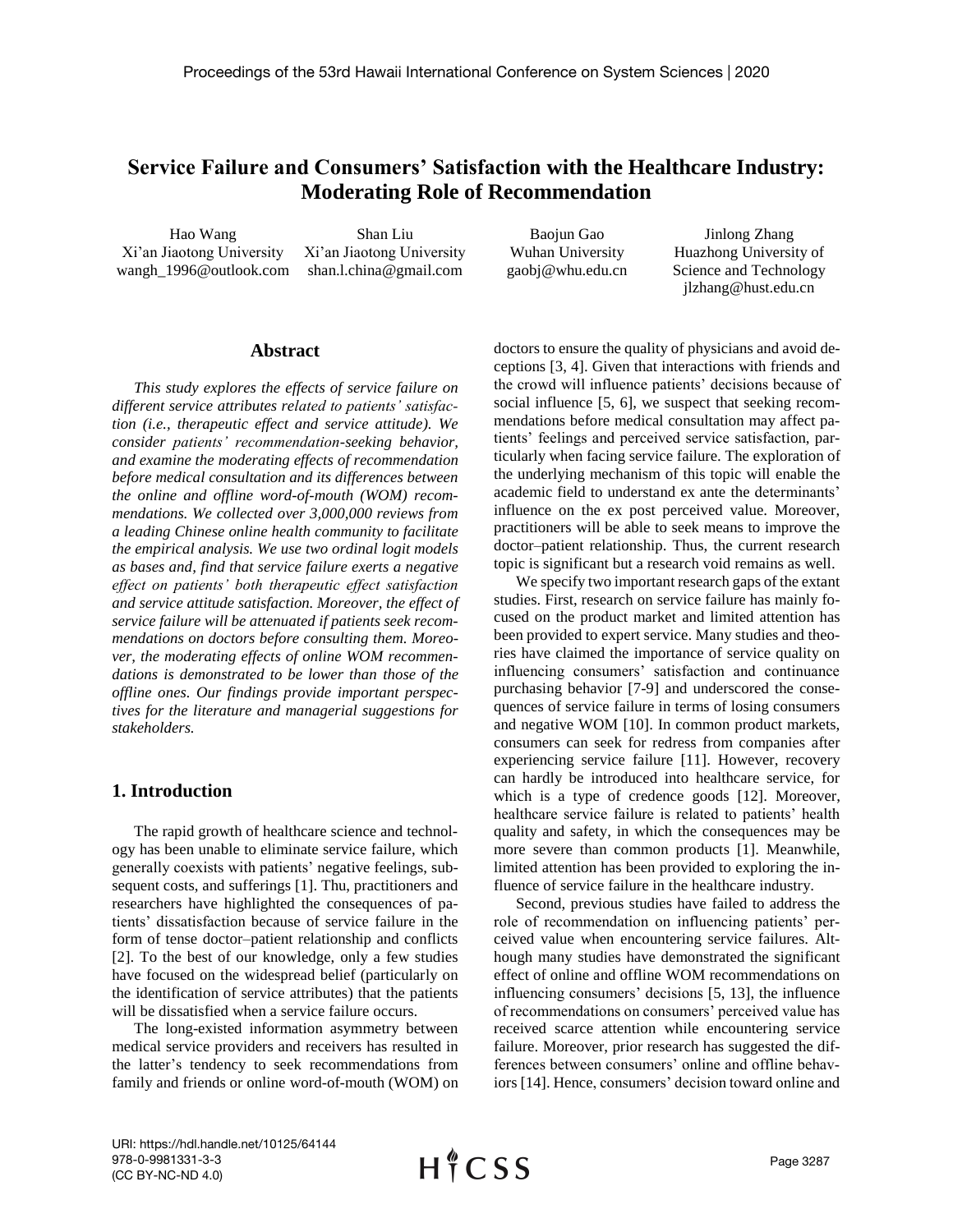# Service Failure and Consumers' Satisfaction with the Healthcare Industry: Moderating Role of Recommendation

Hao Wang
Xi'an Jiaotong University
wangh_1996@outlook.com

Shan Liu
Xi'an Jiaotong University
shan.l.china@gmail.com

Baojun Gao
Wuhan University
gaobj@whu.edu.cn

Jinlong Zhang
Huazhong University of Science and Technology
jlzhang@hust.edu.cn

## Abstract

*This study explores the effects of service failure on different service attributes related to patients' satisfaction (i.e., therapeutic effect and service attitude). We consider patients' recommendation-seeking behavior, and examine the moderating effects of recommendation before medical consultation and its differences between the online and offline word-of-mouth (WOM) recommendations. We collected over 3,000,000 reviews from a leading Chinese online health community to facilitate the empirical analysis. We use two ordinal logit models as bases and, find that service failure exerts a negative effect on patients' both therapeutic effect satisfaction and service attitude satisfaction. Moreover, the effect of service failure will be attenuated if patients seek recommendations on doctors before consulting them. Moreover, the moderating effects of online WOM recommendations is demonstrated to be lower than those of the offline ones. Our findings provide important perspectives for the literature and managerial suggestions for stakeholders.*

## 1. Introduction

The rapid growth of healthcare science and technology has been unable to eliminate service failure, which generally coexists with patients' negative feelings, subsequent costs, and sufferings [1]. Thu, practitioners and researchers have highlighted the consequences of patients' dissatisfaction because of service failure in the form of tense doctor–patient relationship and conflicts [2]. To the best of our knowledge, only a few studies have focused on the widespread belief (particularly on the identification of service attributes) that the patients will be dissatisfied when a service failure occurs.

The long-existed information asymmetry between medical service providers and receivers has resulted in the latter's tendency to seek recommendations from family and friends or online word-of-mouth (WOM) on doctors to ensure the quality of physicians and avoid deceptions [3, 4]. Given that interactions with friends and the crowd will influence patients' decisions because of social influence [5, 6], we suspect that seeking recommendations before medical consultation may affect patients' feelings and perceived service satisfaction, particularly when facing service failure. The exploration of the underlying mechanism of this topic will enable the academic field to understand ex ante the determinants' influence on the ex post perceived value. Moreover, practitioners will be able to seek means to improve the doctor–patient relationship. Thus, the current research topic is significant but a research void remains as well.

We specify two important research gaps of the extant studies. First, research on service failure has mainly focused on the product market and limited attention has been provided to expert service. Many studies and theories have claimed the importance of service quality on influencing consumers' satisfaction and continuance purchasing behavior [7-9] and underscored the consequences of service failure in terms of losing consumers and negative WOM [10]. In common product markets, consumers can seek for redress from companies after experiencing service failure [11]. However, recovery can hardly be introduced into healthcare service, for which is a type of credence goods [12]. Moreover, healthcare service failure is related to patients' health quality and safety, in which the consequences may be more severe than common products [1]. Meanwhile, limited attention has been provided to exploring the influence of service failure in the healthcare industry.

Second, previous studies have failed to address the role of recommendation on influencing patients' perceived value when encountering service failures. Although many studies have demonstrated the significant effect of online and offline WOM recommendations on influencing consumers' decisions [5, 13], the influence of recommendations on consumers' perceived value has received scarce attention while encountering service failure. Moreover, prior research has suggested the differences between consumers' online and offline behaviors [14]. Hence, consumers' decision toward online and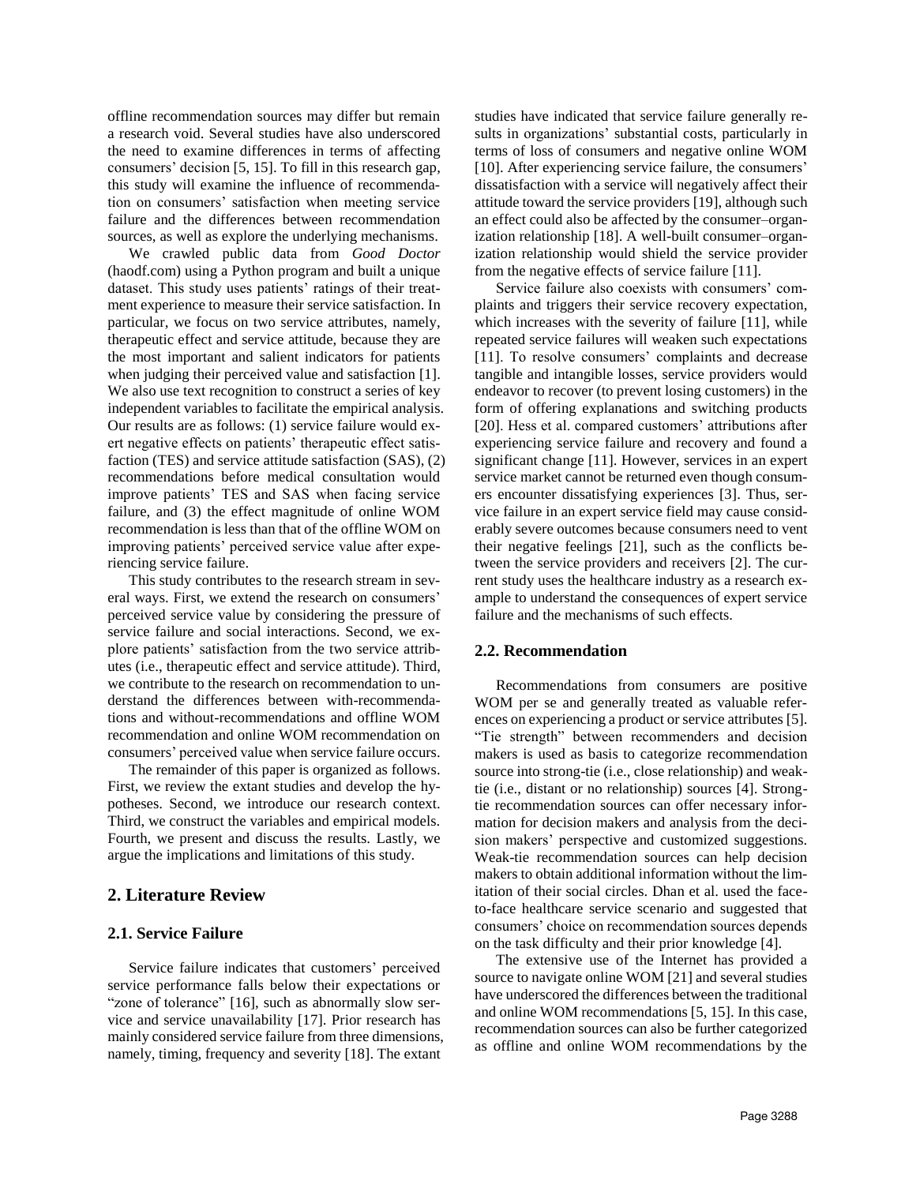offline recommendation sources may differ but remain a research void. Several studies have also underscored the need to examine differences in terms of affecting consumers' decision [5, 15]. To fill in this research gap, this study will examine the influence of recommendation on consumers' satisfaction when meeting service failure and the differences between recommendation sources, as well as explore the underlying mechanisms.

We crawled public data from *Good Doctor* (haodf.com) using a Python program and built a unique dataset. This study uses patients' ratings of their treatment experience to measure their service satisfaction. In particular, we focus on two service attributes, namely, therapeutic effect and service attitude, because they are the most important and salient indicators for patients when judging their perceived value and satisfaction [1]. We also use text recognition to construct a series of key independent variables to facilitate the empirical analysis. Our results are as follows: (1) service failure would exert negative effects on patients' therapeutic effect satisfaction (TES) and service attitude satisfaction (SAS), (2) recommendations before medical consultation would improve patients' TES and SAS when facing service failure, and (3) the effect magnitude of online WOM recommendation is less than that of the offline WOM on improving patients' perceived service value after experiencing service failure.

This study contributes to the research stream in several ways. First, we extend the research on consumers' perceived service value by considering the pressure of service failure and social interactions. Second, we explore patients' satisfaction from the two service attributes (i.e., therapeutic effect and service attitude). Third, we contribute to the research on recommendation to understand the differences between with-recommendations and without-recommendations and offline WOM recommendation and online WOM recommendation on consumers' perceived value when service failure occurs.

The remainder of this paper is organized as follows. First, we review the extant studies and develop the hypotheses. Second, we introduce our research context. Third, we construct the variables and empirical models. Fourth, we present and discuss the results. Lastly, we argue the implications and limitations of this study.

## 2. Literature Review

### 2.1. Service Failure

Service failure indicates that customers' perceived service performance falls below their expectations or "zone of tolerance" [16], such as abnormally slow service and service unavailability [17]. Prior research has mainly considered service failure from three dimensions, namely, timing, frequency and severity [18]. The extant studies have indicated that service failure generally results in organizations' substantial costs, particularly in terms of loss of consumers and negative online WOM [10]. After experiencing service failure, the consumers' dissatisfaction with a service will negatively affect their attitude toward the service providers [19], although such an effect could also be affected by the consumer–organization relationship [18]. A well-built consumer–organization relationship would shield the service provider from the negative effects of service failure [11].

Service failure also coexists with consumers' complaints and triggers their service recovery expectation, which increases with the severity of failure [11], while repeated service failures will weaken such expectations [11]. To resolve consumers' complaints and decrease tangible and intangible losses, service providers would endeavor to recover (to prevent losing customers) in the form of offering explanations and switching products [20]. Hess et al. compared customers' attributions after experiencing service failure and recovery and found a significant change [11]. However, services in an expert service market cannot be returned even though consumers encounter dissatisfying experiences [3]. Thus, service failure in an expert service field may cause considerably severe outcomes because consumers need to vent their negative feelings [21], such as the conflicts between the service providers and receivers [2]. The current study uses the healthcare industry as a research example to understand the consequences of expert service failure and the mechanisms of such effects.

### 2.2. Recommendation

Recommendations from consumers are positive WOM per se and generally treated as valuable references on experiencing a product or service attributes [5]. "Tie strength" between recommenders and decision makers is used as basis to categorize recommendation source into strong-tie (i.e., close relationship) and weak-tie (i.e., distant or no relationship) sources [4]. Strong-tie recommendation sources can offer necessary information for decision makers and analysis from the decision makers' perspective and customized suggestions. Weak-tie recommendation sources can help decision makers to obtain additional information without the limitation of their social circles. Dhan et al. used the face-to-face healthcare service scenario and suggested that consumers' choice on recommendation sources depends on the task difficulty and their prior knowledge [4].

The extensive use of the Internet has provided a source to navigate online WOM [21] and several studies have underscored the differences between the traditional and online WOM recommendations [5, 15]. In this case, recommendation sources can also be further categorized as offline and online WOM recommendations by the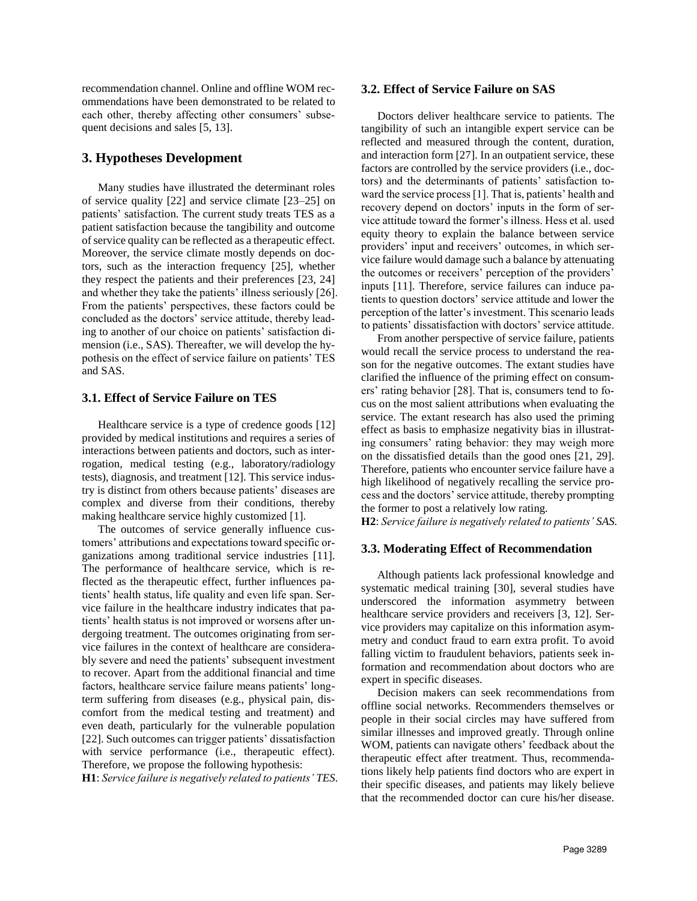recommendation channel. Online and offline WOM recommendations have been demonstrated to be related to each other, thereby affecting other consumers' subsequent decisions and sales [5, 13].

## 3. Hypotheses Development

Many studies have illustrated the determinant roles of service quality [22] and service climate [23–25] on patients' satisfaction. The current study treats TES as a patient satisfaction because the tangibility and outcome of service quality can be reflected as a therapeutic effect. Moreover, the service climate mostly depends on doctors, such as the interaction frequency [25], whether they respect the patients and their preferences [23, 24] and whether they take the patients' illness seriously [26]. From the patients' perspectives, these factors could be concluded as the doctors' service attitude, thereby leading to another of our choice on patients' satisfaction dimension (i.e., SAS). Thereafter, we will develop the hypothesis on the effect of service failure on patients' TES and SAS.

### 3.1. Effect of Service Failure on TES

Healthcare service is a type of credence goods [12] provided by medical institutions and requires a series of interactions between patients and doctors, such as interrogation, medical testing (e.g., laboratory/radiology tests), diagnosis, and treatment [12]. This service industry is distinct from others because patients' diseases are complex and diverse from their conditions, thereby making healthcare service highly customized [1].

The outcomes of service generally influence customers' attributions and expectations toward specific organizations among traditional service industries [11]. The performance of healthcare service, which is reflected as the therapeutic effect, further influences patients' health status, life quality and even life span. Service failure in the healthcare industry indicates that patients' health status is not improved or worsens after undergoing treatment. The outcomes originating from service failures in the context of healthcare are considerably severe and need the patients' subsequent investment to recover. Apart from the additional financial and time factors, healthcare service failure means patients' long-term suffering from diseases (e.g., physical pain, discomfort from the medical testing and treatment) and even death, particularly for the vulnerable population [22]. Such outcomes can trigger patients' dissatisfaction with service performance (i.e., therapeutic effect). Therefore, we propose the following hypothesis:

**H1**: *Service failure is negatively related to patients' TES.*

### 3.2. Effect of Service Failure on SAS

Doctors deliver healthcare service to patients. The tangibility of such an intangible expert service can be reflected and measured through the content, duration, and interaction form [27]. In an outpatient service, these factors are controlled by the service providers (i.e., doctors) and the determinants of patients' satisfaction toward the service process [1]. That is, patients' health and recovery depend on doctors' inputs in the form of service attitude toward the former's illness. Hess et al. used equity theory to explain the balance between service providers' input and receivers' outcomes, in which service failure would damage such a balance by attenuating the outcomes or receivers' perception of the providers' inputs [11]. Therefore, service failures can induce patients to question doctors' service attitude and lower the perception of the latter's investment. This scenario leads to patients' dissatisfaction with doctors' service attitude.

From another perspective of service failure, patients would recall the service process to understand the reason for the negative outcomes. The extant studies have clarified the influence of the priming effect on consumers' rating behavior [28]. That is, consumers tend to focus on the most salient attributions when evaluating the service. The extant research has also used the priming effect as basis to emphasize negativity bias in illustrating consumers' rating behavior: they may weigh more on the dissatisfied details than the good ones [21, 29]. Therefore, patients who encounter service failure have a high likelihood of negatively recalling the service process and the doctors' service attitude, thereby prompting the former to post a relatively low rating.

**H2**: *Service failure is negatively related to patients' SAS.*

### 3.3. Moderating Effect of Recommendation

Although patients lack professional knowledge and systematic medical training [30], several studies have underscored the information asymmetry between healthcare service providers and receivers [3, 12]. Service providers may capitalize on this information asymmetry and conduct fraud to earn extra profit. To avoid falling victim to fraudulent behaviors, patients seek information and recommendation about doctors who are expert in specific diseases.

Decision makers can seek recommendations from offline social networks. Recommenders themselves or people in their social circles may have suffered from similar illnesses and improved greatly. Through online WOM, patients can navigate others' feedback about the therapeutic effect after treatment. Thus, recommendations likely help patients find doctors who are expert in their specific diseases, and patients may likely believe that the recommended doctor can cure his/her disease.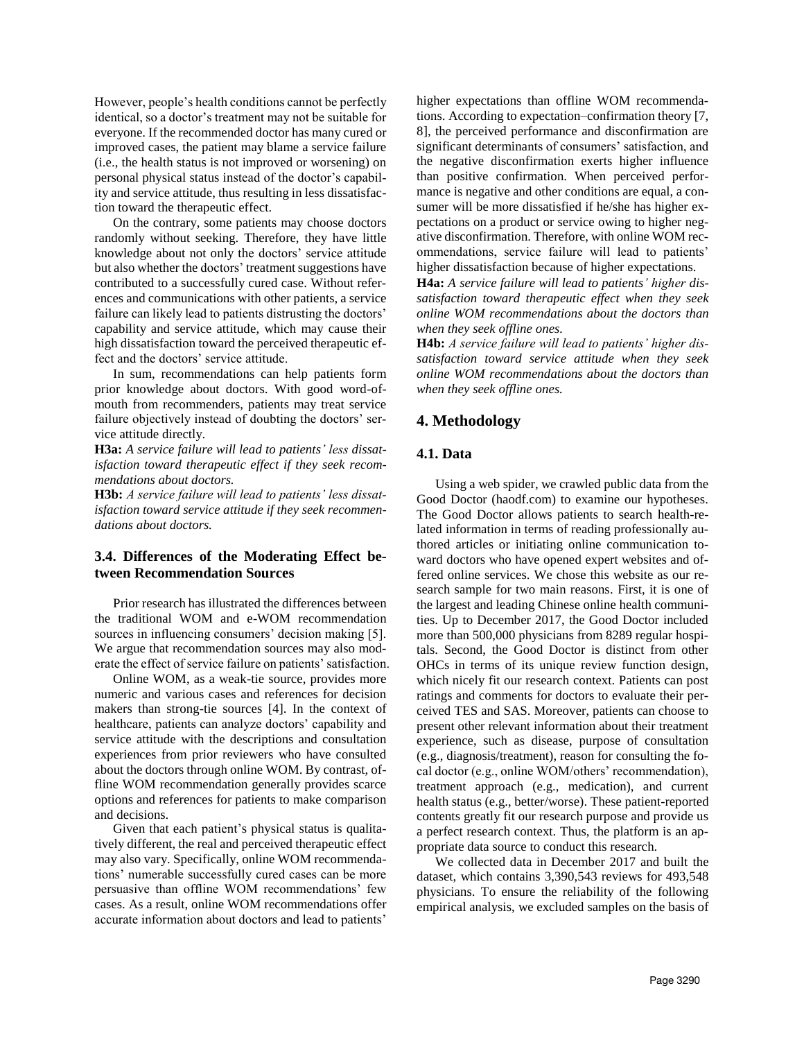However, people's health conditions cannot be perfectly identical, so a doctor's treatment may not be suitable for everyone. If the recommended doctor has many cured or improved cases, the patient may blame a service failure (i.e., the health status is not improved or worsening) on personal physical status instead of the doctor's capability and service attitude, thus resulting in less dissatisfaction toward the therapeutic effect.

On the contrary, some patients may choose doctors randomly without seeking. Therefore, they have little knowledge about not only the doctors' service attitude but also whether the doctors' treatment suggestions have contributed to a successfully cured case. Without references and communications with other patients, a service failure can likely lead to patients distrusting the doctors' capability and service attitude, which may cause their high dissatisfaction toward the perceived therapeutic effect and the doctors' service attitude.

In sum, recommendations can help patients form prior knowledge about doctors. With good word-of-mouth from recommenders, patients may treat service failure objectively instead of doubting the doctors' service attitude directly.

**H3a:** *A service failure will lead to patients' less dissatisfaction toward therapeutic effect if they seek recommendations about doctors.*

**H3b:** *A service failure will lead to patients' less dissatisfaction toward service attitude if they seek recommendations about doctors.*

### 3.4. Differences of the Moderating Effect between Recommendation Sources

Prior research has illustrated the differences between the traditional WOM and e-WOM recommendation sources in influencing consumers' decision making [5]. We argue that recommendation sources may also moderate the effect of service failure on patients' satisfaction.

Online WOM, as a weak-tie source, provides more numeric and various cases and references for decision makers than strong-tie sources [4]. In the context of healthcare, patients can analyze doctors' capability and service attitude with the descriptions and consultation experiences from prior reviewers who have consulted about the doctors through online WOM. By contrast, offline WOM recommendation generally provides scarce options and references for patients to make comparison and decisions.

Given that each patient's physical status is qualitatively different, the real and perceived therapeutic effect may also vary. Specifically, online WOM recommendations' numerable successfully cured cases can be more persuasive than offline WOM recommendations' few cases. As a result, online WOM recommendations offer accurate information about doctors and lead to patients' higher expectations than offline WOM recommendations. According to expectation–confirmation theory [7, 8], the perceived performance and disconfirmation are significant determinants of consumers' satisfaction, and the negative disconfirmation exerts higher influence than positive confirmation. When perceived performance is negative and other conditions are equal, a consumer will be more dissatisfied if he/she has higher expectations on a product or service owing to higher negative disconfirmation. Therefore, with online WOM recommendations, service failure will lead to patients' higher dissatisfaction because of higher expectations.

**H4a:** *A service failure will lead to patients' higher dissatisfaction toward therapeutic effect when they seek online WOM recommendations about the doctors than when they seek offline ones.*

**H4b:** *A service failure will lead to patients' higher dissatisfaction toward service attitude when they seek online WOM recommendations about the doctors than when they seek offline ones.*

## 4. Methodology

### 4.1. Data

Using a web spider, we crawled public data from the Good Doctor (haodf.com) to examine our hypotheses. The Good Doctor allows patients to search health-related information in terms of reading professionally authored articles or initiating online communication toward doctors who have opened expert websites and offered online services. We chose this website as our research sample for two main reasons. First, it is one of the largest and leading Chinese online health communities. Up to December 2017, the Good Doctor included more than 500,000 physicians from 8289 regular hospitals. Second, the Good Doctor is distinct from other OHCs in terms of its unique review function design, which nicely fit our research context. Patients can post ratings and comments for doctors to evaluate their perceived TES and SAS. Moreover, patients can choose to present other relevant information about their treatment experience, such as disease, purpose of consultation (e.g., diagnosis/treatment), reason for consulting the focal doctor (e.g., online WOM/others' recommendation), treatment approach (e.g., medication), and current health status (e.g., better/worse). These patient-reported contents greatly fit our research purpose and provide us a perfect research context. Thus, the platform is an appropriate data source to conduct this research.

We collected data in December 2017 and built the dataset, which contains 3,390,543 reviews for 493,548 physicians. To ensure the reliability of the following empirical analysis, we excluded samples on the basis of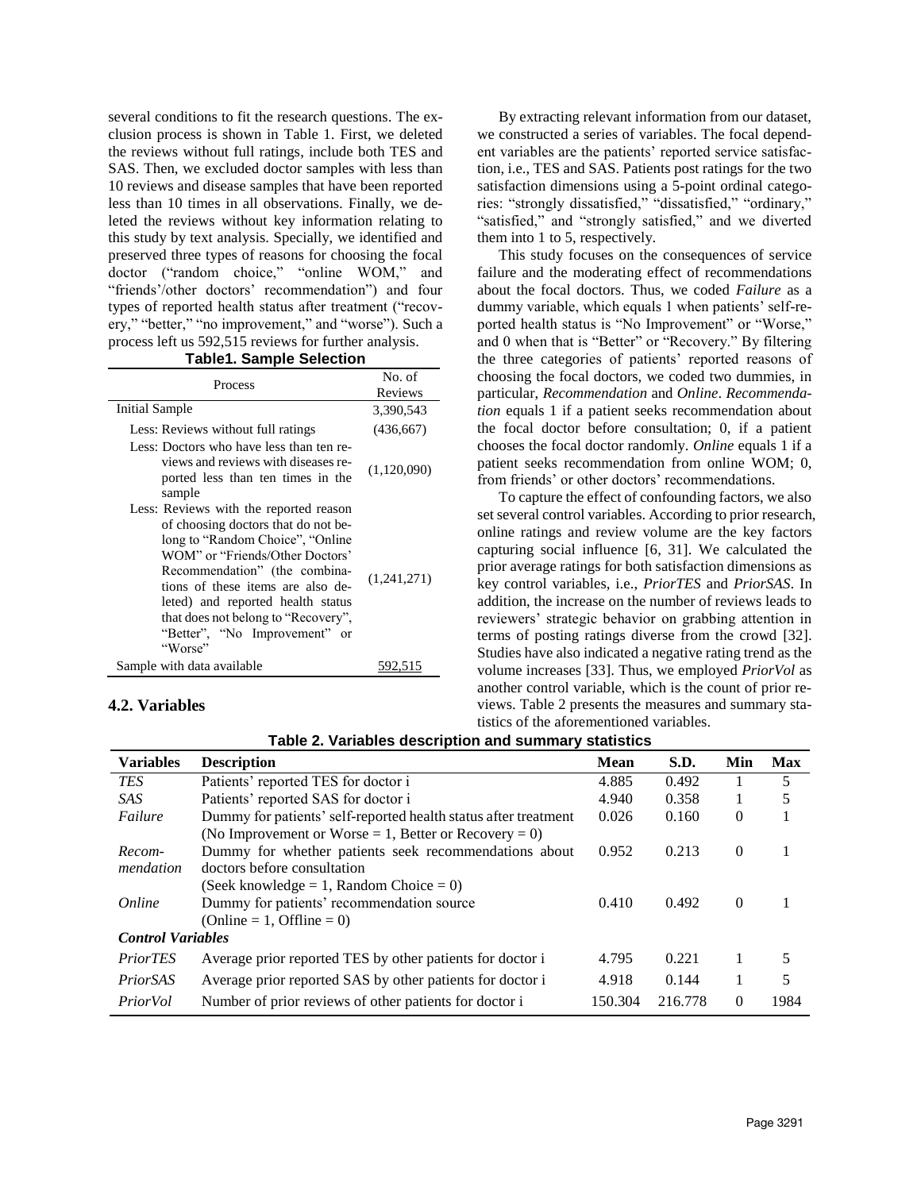several conditions to fit the research questions. The exclusion process is shown in Table 1. First, we deleted the reviews without full ratings, include both TES and SAS. Then, we excluded doctor samples with less than 10 reviews and disease samples that have been reported less than 10 times in all observations. Finally, we deleted the reviews without key information relating to this study by text analysis. Specially, we identified and preserved three types of reasons for choosing the focal doctor ("random choice," "online WOM," and "friends'/other doctors' recommendation") and four types of reported health status after treatment ("recovery," "better," "no improvement," and "worse"). Such a process left us 592,515 reviews for further analysis.

**Table1. Sample Selection**

| Process | No. of Reviews |
|---|---|
| Initial Sample | 3,390,543 |
| Less: Reviews without full ratings | (436,667) |
| Less: Doctors who have less than ten reviews and reviews with diseases reported less than ten times in the sample | (1,120,090) |
| Less: Reviews with the reported reason of choosing doctors that do not belong to "Random Choice", "Online WOM" or "Friends/Other Doctors' Recommendation" (the combinations of these items are also deleted) and reported health status that does not belong to "Recovery", "Better", "No Improvement" or "Worse" | (1,241,271) |
| Sample with data available | 592,515 |

## 4.2. Variables

By extracting relevant information from our dataset, we constructed a series of variables. The focal dependent variables are the patients' reported service satisfaction, i.e., TES and SAS. Patients post ratings for the two satisfaction dimensions using a 5-point ordinal categories: "strongly dissatisfied," "dissatisfied," "ordinary," "satisfied," and "strongly satisfied," and we diverted them into 1 to 5, respectively.

This study focuses on the consequences of service failure and the moderating effect of recommendations about the focal doctors. Thus, we coded *Failure* as a dummy variable, which equals 1 when patients' self-reported health status is "No Improvement" or "Worse," and 0 when that is "Better" or "Recovery." By filtering the three categories of patients' reported reasons of choosing the focal doctors, we coded two dummies, in particular, *Recommendation* and *Online*. *Recommendation* equals 1 if a patient seeks recommendation about the focal doctor before consultation; 0, if a patient chooses the focal doctor randomly. *Online* equals 1 if a patient seeks recommendation from online WOM; 0, from friends' or other doctors' recommendations.

To capture the effect of confounding factors, we also set several control variables. According to prior research, online ratings and review volume are the key factors capturing social influence [6, 31]. We calculated the prior average ratings for both satisfaction dimensions as key control variables, i.e., *PriorTES* and *PriorSAS*. In addition, the increase on the number of reviews leads to reviewers' strategic behavior on grabbing attention in terms of posting ratings diverse from the crowd [32]. Studies have also indicated a negative rating trend as the volume increases [33]. Thus, we employed *PriorVol* as another control variable, which is the count of prior reviews. Table 2 presents the measures and summary statistics of the aforementioned variables.

**Table 2. Variables description and summary statistics**

| Variables | Description | Mean | S.D. | Min | Max |
|---|---|---|---|---|---|
| *TES* | Patients' reported TES for doctor i | 4.885 | 0.492 | 1 | 5 |
| *SAS* | Patients' reported SAS for doctor i | 4.940 | 0.358 | 1 | 5 |
| *Failure* | Dummy for patients' self-reported health status after treatment (No Improvement or Worse = 1, Better or Recovery = 0) | 0.026 | 0.160 | 0 | 1 |
| *Recommendation* | Dummy for whether patients seek recommendations about doctors before consultation (Seek knowledge = 1, Random Choice = 0) | 0.952 | 0.213 | 0 | 1 |
| *Online* | Dummy for patients' recommendation source (Online = 1, Offline = 0) | 0.410 | 0.492 | 0 | 1 |
| ***Control Variables*** | | | | | |
| *PriorTES* | Average prior reported TES by other patients for doctor i | 4.795 | 0.221 | 1 | 5 |
| *PriorSAS* | Average prior reported SAS by other patients for doctor i | 4.918 | 0.144 | 1 | 5 |
| *PriorVol* | Number of prior reviews of other patients for doctor i | 150.304 | 216.778 | 0 | 1984 |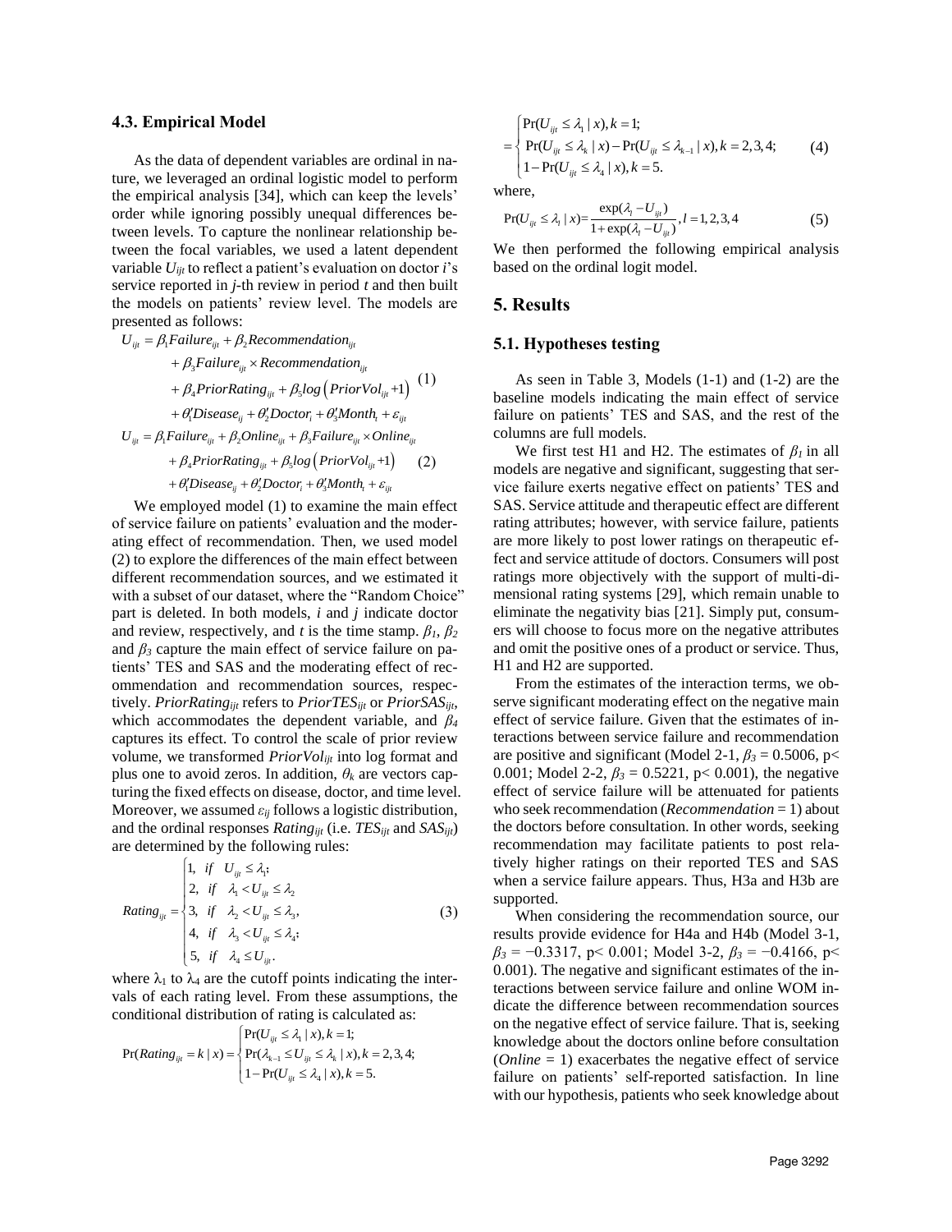### 4.3. Empirical Model

As the data of dependent variables are ordinal in nature, we leveraged an ordinal logistic model to perform the empirical analysis [34], which can keep the levels' order while ignoring possibly unequal differences between levels. To capture the nonlinear relationship between the focal variables, we used a latent dependent variable $U_{ijt}$ to reflect a patient's evaluation on doctor $i$'s service reported in $j$-th review in period $t$ and then built the models on patients' review level. The models are presented as follows:

$$
\begin{aligned}
U_{ijt} = {} & \beta_1 Failure_{ijt} + \beta_2 Recommendation_{ijt} \\
& + \beta_3 Failure_{ijt} \times Recommendation_{ijt} \\
& + \beta_4 PriorRating_{ijt} + \beta_5 log\left(PriorVol_{ijt}+1\right) \\
& + \theta_1' Disease_{ij} + \theta_2' Doctor_i + \theta_3' Month_t + \varepsilon_{ijt}
\end{aligned} \tag{1}
$$

$$
\begin{aligned}
U_{ijt} = {} & \beta_1 Failure_{ijt} + \beta_2 Online_{ijt} + \beta_3 Failure_{ijt} \times Online_{ijt} \\
& + \beta_4 PriorRating_{ijt} + \beta_5 log\left(PriorVol_{ijt}+1\right) \\
& + \theta_1' Disease_{ij} + \theta_2' Doctor_i + \theta_3' Month_t + \varepsilon_{ijt}
\end{aligned} \tag{2}
$$

We employed model (1) to examine the main effect of service failure on patients' evaluation and the moderating effect of recommendation. Then, we used model (2) to explore the differences of the main effect between different recommendation sources, and we estimated it with a subset of our dataset, where the "Random Choice" part is deleted. In both models, $i$ and $j$ indicate doctor and review, respectively, and $t$ is the time stamp. $\beta_1$, $\beta_2$ and $\beta_3$ capture the main effect of service failure on patients' TES and SAS and the moderating effect of recommendation and recommendation sources, respectively. $PriorRating_{ijt}$ refers to $PriorTES_{ijt}$ or $PriorSAS_{ijt}$, which accommodates the dependent variable, and $\beta_4$ captures its effect. To control the scale of prior review volume, we transformed $PriorVol_{ijt}$ into log format and plus one to avoid zeros. In addition, $\theta_k$ are vectors capturing the fixed effects on disease, doctor, and time level. Moreover, we assumed $\varepsilon_{ij}$ follows a logistic distribution, and the ordinal responses $Rating_{ijt}$ (i.e. $TES_{ijt}$ and $SAS_{ijt}$) are determined by the following rules:

$$
Rating_{ijt} = \begin{cases} 1, & if \quad U_{ijt} \le \lambda_1; \\ 2, & if \quad \lambda_1 < U_{ijt} \le \lambda_2 \\ 3, & if \quad \lambda_2 < U_{ijt} \le \lambda_3, \\ 4, & if \quad \lambda_3 < U_{ijt} \le \lambda_4; \\ 5, & if \quad \lambda_4 \le U_{ijt}. \end{cases} \tag{3}
$$

where $\lambda_1$ to $\lambda_4$ are the cutoff points indicating the intervals of each rating level. From these assumptions, the conditional distribution of rating is calculated as:

$$
\Pr(Rating_{ijt} = k \mid x) = \begin{cases} \Pr(U_{ijt} \le \lambda_1 \mid x), k = 1; \\ \Pr(\lambda_{k-1} \le U_{ijt} \le \lambda_k \mid x), k = 2,3,4; \\ 1 - \Pr(U_{ijt} \le \lambda_4 \mid x), k = 5. \end{cases}
$$

$$
= \begin{cases} \Pr(U_{ijt} \le \lambda_1 \mid x), k = 1; \\ \Pr(U_{ijt} \le \lambda_k \mid x) - \Pr(U_{ijt} \le \lambda_{k-1} \mid x), k = 2,3,4; \\ 1 - \Pr(U_{ijt} \le \lambda_4 \mid x), k = 5. \end{cases} \tag{4}
$$

where,

$$
\Pr(U_{ijt} \le \lambda_l \mid x) = \frac{\exp(\lambda_l - U_{ijt})}{1 + \exp(\lambda_l - U_{ijt})}, l = 1,2,3,4 \tag{5}
$$

We then performed the following empirical analysis based on the ordinal logit model.

## 5. Results

### 5.1. Hypotheses testing

As seen in Table 3, Models (1-1) and (1-2) are the baseline models indicating the main effect of service failure on patients' TES and SAS, and the rest of the columns are full models.

We first test H1 and H2. The estimates of $\beta_1$ in all models are negative and significant, suggesting that service failure exerts negative effect on patients' TES and SAS. Service attitude and therapeutic effect are different rating attributes; however, with service failure, patients are more likely to post lower ratings on therapeutic effect and service attitude of doctors. Consumers will post ratings more objectively with the support of multi-dimensional rating systems [29], which remain unable to eliminate the negativity bias [21]. Simply put, consumers will choose to focus more on the negative attributes and omit the positive ones of a product or service. Thus, H1 and H2 are supported.

From the estimates of the interaction terms, we observe significant moderating effect on the negative main effect of service failure. Given that the estimates of interactions between service failure and recommendation are positive and significant (Model 2-1, $\beta_3$ = 0.5006, p< 0.001; Model 2-2, $\beta_3$ = 0.5221, p< 0.001), the negative effect of service failure will be attenuated for patients who seek recommendation (*Recommendation* = 1) about the doctors before consultation. In other words, seeking recommendation may facilitate patients to post relatively higher ratings on their reported TES and SAS when a service failure appears. Thus, H3a and H3b are supported.

When considering the recommendation source, our results provide evidence for H4a and H4b (Model 3-1, $\beta_3$ = −0.3317, p< 0.001; Model 3-2, $\beta_3$ = −0.4166, p< 0.001). The negative and significant estimates of the interactions between service failure and online WOM indicate the difference between recommendation sources on the negative effect of service failure. That is, seeking knowledge about the doctors online before consultation (*Online* = 1) exacerbates the negative effect of service failure on patients' self-reported satisfaction. In line with our hypothesis, patients who seek knowledge about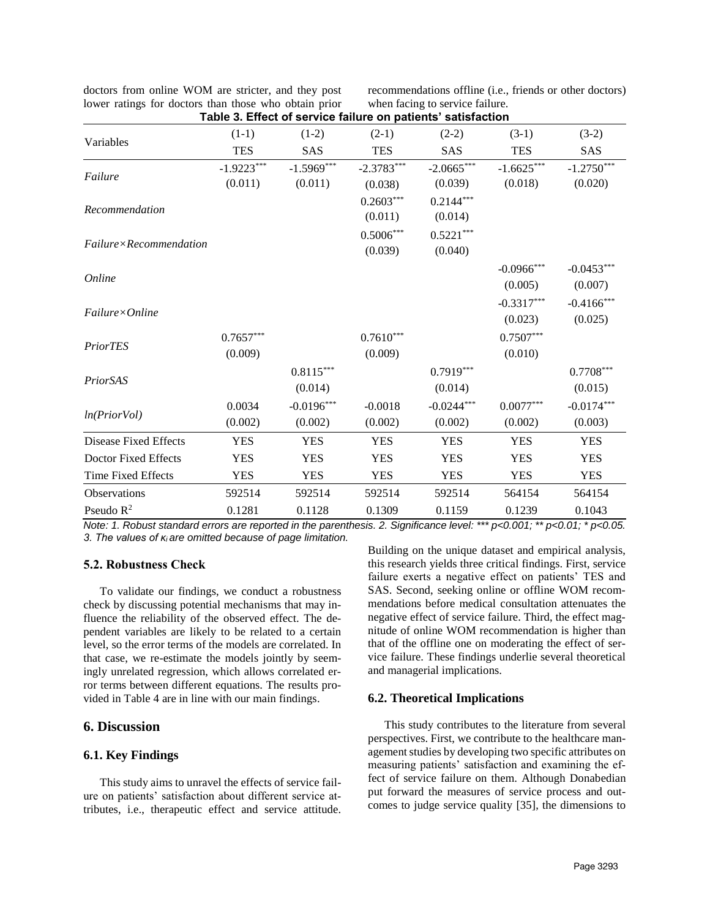doctors from online WOM are stricter, and they post lower ratings for doctors than those who obtain prior recommendations offline (i.e., friends or other doctors) when facing to service failure.

**Table 3. Effect of service failure on patients' satisfaction**

| Variables | (1-1) TES | (1-2) SAS | (2-1) TES | (2-2) SAS | (3-1) TES | (3-2) SAS |
|---|---|---|---|---|---|---|
| *Failure* | -1.9223*** (0.011) | -1.5969*** (0.011) | -2.3783*** (0.038) | -2.0665*** (0.039) | -1.6625*** (0.018) | -1.2750*** (0.020) |
| *Recommendation* | | | 0.2603*** (0.011) | 0.2144*** (0.014) | | |
| *Failure×Recommendation* | | | 0.5006*** (0.039) | 0.5221*** (0.040) | | |
| *Online* | | | | | -0.0966*** (0.005) | -0.0453*** (0.007) |
| *Failure×Online* | | | | | -0.3317*** (0.023) | -0.4166*** (0.025) |
| *PriorTES* | 0.7657*** (0.009) | | 0.7610*** (0.009) | | 0.7507*** (0.010) | |
| *PriorSAS* | | 0.8115*** (0.014) | | 0.7919*** (0.014) | | 0.7708*** (0.015) |
| *ln(PriorVol)* | 0.0034 (0.002) | -0.0196*** (0.002) | -0.0018 (0.002) | -0.0244*** (0.002) | 0.0077*** (0.002) | -0.0174*** (0.003) |
| Disease Fixed Effects | YES | YES | YES | YES | YES | YES |
| Doctor Fixed Effects | YES | YES | YES | YES | YES | YES |
| Time Fixed Effects | YES | YES | YES | YES | YES | YES |
| Observations | 592514 | 592514 | 592514 | 592514 | 564154 | 564154 |
| Pseudo $R^2$ | 0.1281 | 0.1128 | 0.1309 | 0.1159 | 0.1239 | 0.1043 |

*Note: 1. Robust standard errors are reported in the parenthesis. 2. Significance level: *** p<0.001; ** p<0.01; * p<0.05. 3. The values of $\kappa_i$ are omitted because of page limitation.*

### 5.2. Robustness Check

To validate our findings, we conduct a robustness check by discussing potential mechanisms that may influence the reliability of the observed effect. The dependent variables are likely to be related to a certain level, so the error terms of the models are correlated. In that case, we re-estimate the models jointly by seemingly unrelated regression, which allows correlated error terms between different equations. The results provided in Table 4 are in line with our main findings.

## 6. Discussion

### 6.1. Key Findings

This study aims to unravel the effects of service failure on patients' satisfaction about different service attributes, i.e., therapeutic effect and service attitude. Building on the unique dataset and empirical analysis, this research yields three critical findings. First, service failure exerts a negative effect on patients' TES and SAS. Second, seeking online or offline WOM recommendations before medical consultation attenuates the negative effect of service failure. Third, the effect magnitude of online WOM recommendation is higher than that of the offline one on moderating the effect of service failure. These findings underlie several theoretical and managerial implications.

### 6.2. Theoretical Implications

This study contributes to the literature from several perspectives. First, we contribute to the healthcare management studies by developing two specific attributes on measuring patients' satisfaction and examining the effect of service failure on them. Although Donabedian put forward the measures of service process and outcomes to judge service quality [35], the dimensions to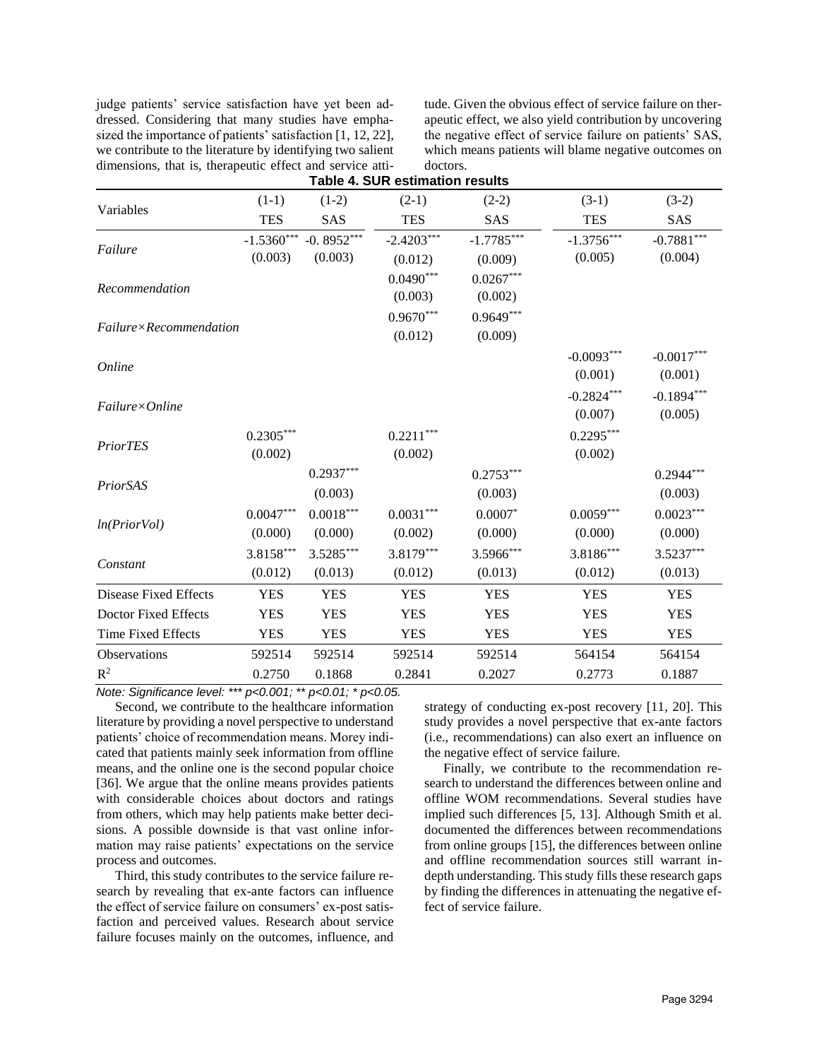judge patients' service satisfaction have yet been addressed. Considering that many studies have emphasized the importance of patients' satisfaction [1, 12, 22], we contribute to the literature by identifying two salient dimensions, that is, therapeutic effect and service attitude. Given the obvious effect of service failure on therapeutic effect, we also yield contribution by uncovering the negative effect of service failure on patients' SAS, which means patients will blame negative outcomes on doctors.

**Table 4. SUR estimation results**

| Variables | (1-1) TES | (1-2) SAS | (2-1) TES | (2-2) SAS | (3-1) TES | (3-2) SAS |
|---|---|---|---|---|---|---|
| *Failure* | -1.5360*** (0.003) | -0. 8952*** (0.003) | -2.4203*** (0.012) | -1.7785*** (0.009) | -1.3756*** (0.005) | -0.7881*** (0.004) |
| *Recommendation* | | | 0.0490*** (0.003) | 0.0267*** (0.002) | | |
| *Failure×Recommendation* | | | 0.9670*** (0.012) | 0.9649*** (0.009) | | |
| *Online* | | | | | -0.0093*** (0.001) | -0.0017*** (0.001) |
| *Failure×Online* | | | | | -0.2824*** (0.007) | -0.1894*** (0.005) |
| *PriorTES* | 0.2305*** (0.002) | | 0.2211*** (0.002) | | 0.2295*** (0.002) | |
| *PriorSAS* | | 0.2937*** (0.003) | | 0.2753*** (0.003) | | 0.2944*** (0.003) |
| *ln(PriorVol)* | 0.0047*** (0.000) | 0.0018*** (0.000) | 0.0031*** (0.002) | 0.0007* (0.000) | 0.0059*** (0.000) | 0.0023*** (0.000) |
| *Constant* | 3.8158*** (0.012) | 3.5285*** (0.013) | 3.8179*** (0.012) | 3.5966*** (0.013) | 3.8186*** (0.012) | 3.5237*** (0.013) |
| Disease Fixed Effects | YES | YES | YES | YES | YES | YES |
| Doctor Fixed Effects | YES | YES | YES | YES | YES | YES |
| Time Fixed Effects | YES | YES | YES | YES | YES | YES |
| Observations | 592514 | 592514 | 592514 | 592514 | 564154 | 564154 |
| $R^2$ | 0.2750 | 0.1868 | 0.2841 | 0.2027 | 0.2773 | 0.1887 |

*Note: Significance level: *** p<0.001; ** p<0.01; * p<0.05.*

Second, we contribute to the healthcare information literature by providing a novel perspective to understand patients' choice of recommendation means. Morey indicated that patients mainly seek information from offline means, and the online one is the second popular choice [36]. We argue that the online means provides patients with considerable choices about doctors and ratings from others, which may help patients make better decisions. A possible downside is that vast online information may raise patients' expectations on the service process and outcomes.

Third, this study contributes to the service failure research by revealing that ex-ante factors can influence the effect of service failure on consumers' ex-post satisfaction and perceived values. Research about service failure focuses mainly on the outcomes, influence, and strategy of conducting ex-post recovery [11, 20]. This study provides a novel perspective that ex-ante factors (i.e., recommendations) can also exert an influence on the negative effect of service failure.

Finally, we contribute to the recommendation research to understand the differences between online and offline WOM recommendations. Several studies have implied such differences [5, 13]. Although Smith et al. documented the differences between recommendations from online groups [15], the differences between online and offline recommendation sources still warrant in-depth understanding. This study fills these research gaps by finding the differences in attenuating the negative effect of service failure.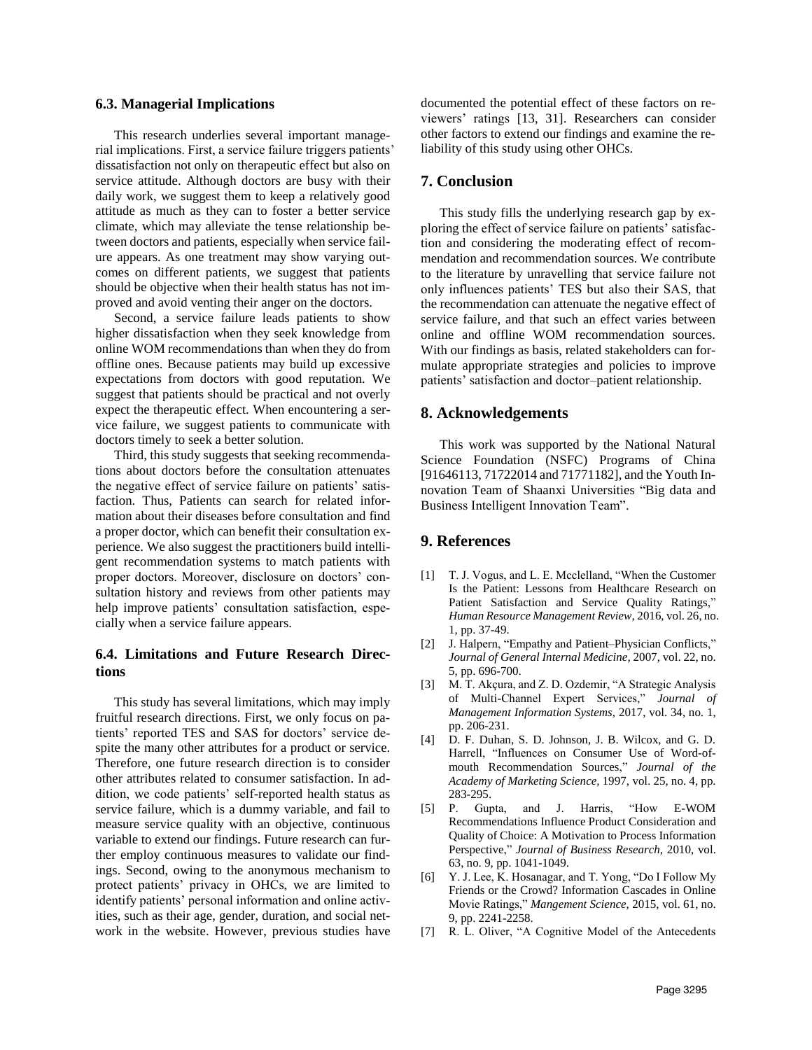### 6.3. Managerial Implications

This research underlies several important managerial implications. First, a service failure triggers patients' dissatisfaction not only on therapeutic effect but also on service attitude. Although doctors are busy with their daily work, we suggest them to keep a relatively good attitude as much as they can to foster a better service climate, which may alleviate the tense relationship between doctors and patients, especially when service failure appears. As one treatment may show varying outcomes on different patients, we suggest that patients should be objective when their health status has not improved and avoid venting their anger on the doctors.

Second, a service failure leads patients to show higher dissatisfaction when they seek knowledge from online WOM recommendations than when they do from offline ones. Because patients may build up excessive expectations from doctors with good reputation. We suggest that patients should be practical and not overly expect the therapeutic effect. When encountering a service failure, we suggest patients to communicate with doctors timely to seek a better solution.

Third, this study suggests that seeking recommendations about doctors before the consultation attenuates the negative effect of service failure on patients' satisfaction. Thus, Patients can search for related information about their diseases before consultation and find a proper doctor, which can benefit their consultation experience. We also suggest the practitioners build intelligent recommendation systems to match patients with proper doctors. Moreover, disclosure on doctors' consultation history and reviews from other patients may help improve patients' consultation satisfaction, especially when a service failure appears.

### 6.4. Limitations and Future Research Directions

This study has several limitations, which may imply fruitful research directions. First, we only focus on patients' reported TES and SAS for doctors' service despite the many other attributes for a product or service. Therefore, one future research direction is to consider other attributes related to consumer satisfaction. In addition, we code patients' self-reported health status as service failure, which is a dummy variable, and fail to measure service quality with an objective, continuous variable to extend our findings. Future research can further employ continuous measures to validate our findings. Second, owing to the anonymous mechanism to protect patients' privacy in OHCs, we are limited to identify patients' personal information and online activities, such as their age, gender, duration, and social network in the website. However, previous studies have documented the potential effect of these factors on reviewers' ratings [13, 31]. Researchers can consider other factors to extend our findings and examine the reliability of this study using other OHCs.

## 7. Conclusion

This study fills the underlying research gap by exploring the effect of service failure on patients' satisfaction and considering the moderating effect of recommendation and recommendation sources. We contribute to the literature by unravelling that service failure not only influences patients' TES but also their SAS, that the recommendation can attenuate the negative effect of service failure, and that such an effect varies between online and offline WOM recommendation sources. With our findings as basis, related stakeholders can formulate appropriate strategies and policies to improve patients' satisfaction and doctor–patient relationship.

## 8. Acknowledgements

This work was supported by the National Natural Science Foundation (NSFC) Programs of China [91646113, 71722014 and 71771182], and the Youth Innovation Team of Shaanxi Universities "Big data and Business Intelligent Innovation Team".

## 9. References

[1] T. J. Vogus, and L. E. Mcclelland, "When the Customer Is the Patient: Lessons from Healthcare Research on Patient Satisfaction and Service Quality Ratings," *Human Resource Management Review,* 2016, vol. 26, no. 1, pp. 37-49.

[2] J. Halpern, "Empathy and Patient–Physician Conflicts," *Journal of General Internal Medicine,* 2007, vol. 22, no. 5, pp. 696-700.

[3] M. T. Akçura, and Z. D. Ozdemir, "A Strategic Analysis of Multi-Channel Expert Services," *Journal of Management Information Systems,* 2017, vol. 34, no. 1, pp. 206-231.

[4] D. F. Duhan, S. D. Johnson, J. B. Wilcox, and G. D. Harrell, "Influences on Consumer Use of Word-of-mouth Recommendation Sources," *Journal of the Academy of Marketing Science,* 1997, vol. 25, no. 4, pp. 283-295.

[5] P. Gupta, and J. Harris, "How E-WOM Recommendations Influence Product Consideration and Quality of Choice: A Motivation to Process Information Perspective," *Journal of Business Research,* 2010, vol. 63, no. 9, pp. 1041-1049.

[6] Y. J. Lee, K. Hosanagar, and T. Yong, "Do I Follow My Friends or the Crowd? Information Cascades in Online Movie Ratings," *Mangement Science,* 2015, vol. 61, no. 9, pp. 2241-2258.

[7] R. L. Oliver, "A Cognitive Model of the Antecedents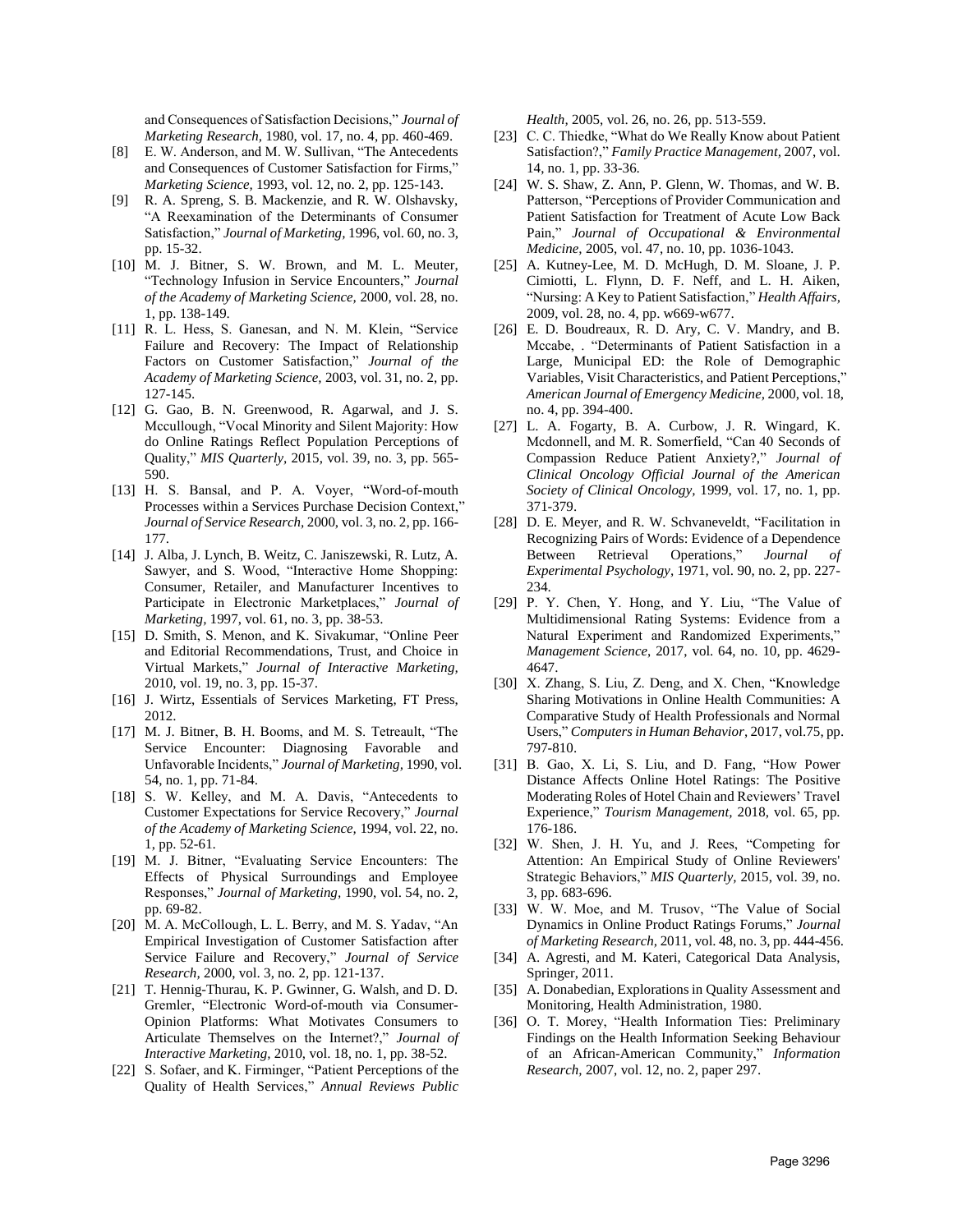and Consequences of Satisfaction Decisions," *Journal of Marketing Research,* 1980, vol. 17, no. 4, pp. 460-469.

[8] E. W. Anderson, and M. W. Sullivan, "The Antecedents and Consequences of Customer Satisfaction for Firms," *Marketing Science,* 1993, vol. 12, no. 2, pp. 125-143.

[9] R. A. Spreng, S. B. Mackenzie, and R. W. Olshavsky, "A Reexamination of the Determinants of Consumer Satisfaction," *Journal of Marketing,* 1996, vol. 60, no. 3, pp. 15-32.

[10] M. J. Bitner, S. W. Brown, and M. L. Meuter, "Technology Infusion in Service Encounters," *Journal of the Academy of Marketing Science,* 2000, vol. 28, no. 1, pp. 138-149.

[11] R. L. Hess, S. Ganesan, and N. M. Klein, "Service Failure and Recovery: The Impact of Relationship Factors on Customer Satisfaction," *Journal of the Academy of Marketing Science,* 2003, vol. 31, no. 2, pp. 127-145.

[12] G. Gao, B. N. Greenwood, R. Agarwal, and J. S. Mccullough, "Vocal Minority and Silent Majority: How do Online Ratings Reflect Population Perceptions of Quality," *MIS Quarterly,* 2015, vol. 39, no. 3, pp. 565-590.

[13] H. S. Bansal, and P. A. Voyer, "Word-of-mouth Processes within a Services Purchase Decision Context," *Journal of Service Research,* 2000, vol. 3, no. 2, pp. 166-177.

[14] J. Alba, J. Lynch, B. Weitz, C. Janiszewski, R. Lutz, A. Sawyer, and S. Wood, "Interactive Home Shopping: Consumer, Retailer, and Manufacturer Incentives to Participate in Electronic Marketplaces," *Journal of Marketing,* 1997, vol. 61, no. 3, pp. 38-53.

[15] D. Smith, S. Menon, and K. Sivakumar, "Online Peer and Editorial Recommendations, Trust, and Choice in Virtual Markets," *Journal of Interactive Marketing,* 2010, vol. 19, no. 3, pp. 15-37.

[16] J. Wirtz, Essentials of Services Marketing, FT Press, 2012.

[17] M. J. Bitner, B. H. Booms, and M. S. Tetreault, "The Service Encounter: Diagnosing Favorable and Unfavorable Incidents," *Journal of Marketing,* 1990, vol. 54, no. 1, pp. 71-84.

[18] S. W. Kelley, and M. A. Davis, "Antecedents to Customer Expectations for Service Recovery," *Journal of the Academy of Marketing Science,* 1994, vol. 22, no. 1, pp. 52-61.

[19] M. J. Bitner, "Evaluating Service Encounters: The Effects of Physical Surroundings and Employee Responses," *Journal of Marketing,* 1990, vol. 54, no. 2, pp. 69-82.

[20] M. A. McCollough, L. L. Berry, and M. S. Yadav, "An Empirical Investigation of Customer Satisfaction after Service Failure and Recovery," *Journal of Service Research,* 2000, vol. 3, no. 2, pp. 121-137.

[21] T. Hennig-Thurau, K. P. Gwinner, G. Walsh, and D. D. Gremler, "Electronic Word-of-mouth via Consumer-Opinion Platforms: What Motivates Consumers to Articulate Themselves on the Internet?," *Journal of Interactive Marketing,* 2010, vol. 18, no. 1, pp. 38-52.

[22] S. Sofaer, and K. Firminger, "Patient Perceptions of the Quality of Health Services," *Annual Reviews Public Health,* 2005, vol. 26, no. 26, pp. 513-559.

[23] C. C. Thiedke, "What do We Really Know about Patient Satisfaction?," *Family Practice Management,* 2007, vol. 14, no. 1, pp. 33-36.

[24] W. S. Shaw, Z. Ann, P. Glenn, W. Thomas, and W. B. Patterson, "Perceptions of Provider Communication and Patient Satisfaction for Treatment of Acute Low Back Pain," *Journal of Occupational & Environmental Medicine,* 2005, vol. 47, no. 10, pp. 1036-1043.

[25] A. Kutney-Lee, M. D. McHugh, D. M. Sloane, J. P. Cimiotti, L. Flynn, D. F. Neff, and L. H. Aiken, "Nursing: A Key to Patient Satisfaction," *Health Affairs,* 2009, vol. 28, no. 4, pp. w669-w677.

[26] E. D. Boudreaux, R. D. Ary, C. V. Mandry, and B. Mccabe, . "Determinants of Patient Satisfaction in a Large, Municipal ED: the Role of Demographic Variables, Visit Characteristics, and Patient Perceptions," *American Journal of Emergency Medicine,* 2000, vol. 18, no. 4, pp. 394-400.

[27] L. A. Fogarty, B. A. Curbow, J. R. Wingard, K. Mcdonnell, and M. R. Somerfield, "Can 40 Seconds of Compassion Reduce Patient Anxiety?," *Journal of Clinical Oncology Official Journal of the American Society of Clinical Oncology,* 1999, vol. 17, no. 1, pp. 371-379.

[28] D. E. Meyer, and R. W. Schvaneveldt, "Facilitation in Recognizing Pairs of Words: Evidence of a Dependence Between Retrieval Operations," *Journal of Experimental Psychology,* 1971, vol. 90, no. 2, pp. 227-234.

[29] P. Y. Chen, Y. Hong, and Y. Liu, "The Value of Multidimensional Rating Systems: Evidence from a Natural Experiment and Randomized Experiments," *Management Science,* 2017, vol. 64, no. 10, pp. 4629-4647.

[30] X. Zhang, S. Liu, Z. Deng, and X. Chen, "Knowledge Sharing Motivations in Online Health Communities: A Comparative Study of Health Professionals and Normal Users," *Computers in Human Behavior,* 2017, vol.75, pp. 797-810.

[31] B. Gao, X. Li, S. Liu, and D. Fang, "How Power Distance Affects Online Hotel Ratings: The Positive Moderating Roles of Hotel Chain and Reviewers' Travel Experience," *Tourism Management,* 2018, vol. 65, pp. 176-186.

[32] W. Shen, J. H. Yu, and J. Rees, "Competing for Attention: An Empirical Study of Online Reviewers' Strategic Behaviors," *MIS Quarterly,* 2015, vol. 39, no. 3, pp. 683-696.

[33] W. W. Moe, and M. Trusov, "The Value of Social Dynamics in Online Product Ratings Forums," *Journal of Marketing Research,* 2011, vol. 48, no. 3, pp. 444-456.

[34] A. Agresti, and M. Kateri, Categorical Data Analysis, Springer, 2011.

[35] A. Donabedian, Explorations in Quality Assessment and Monitoring, Health Administration, 1980.

[36] O. T. Morey, "Health Information Ties: Preliminary Findings on the Health Information Seeking Behaviour of an African-American Community," *Information Research,* 2007, vol. 12, no. 2, paper 297.